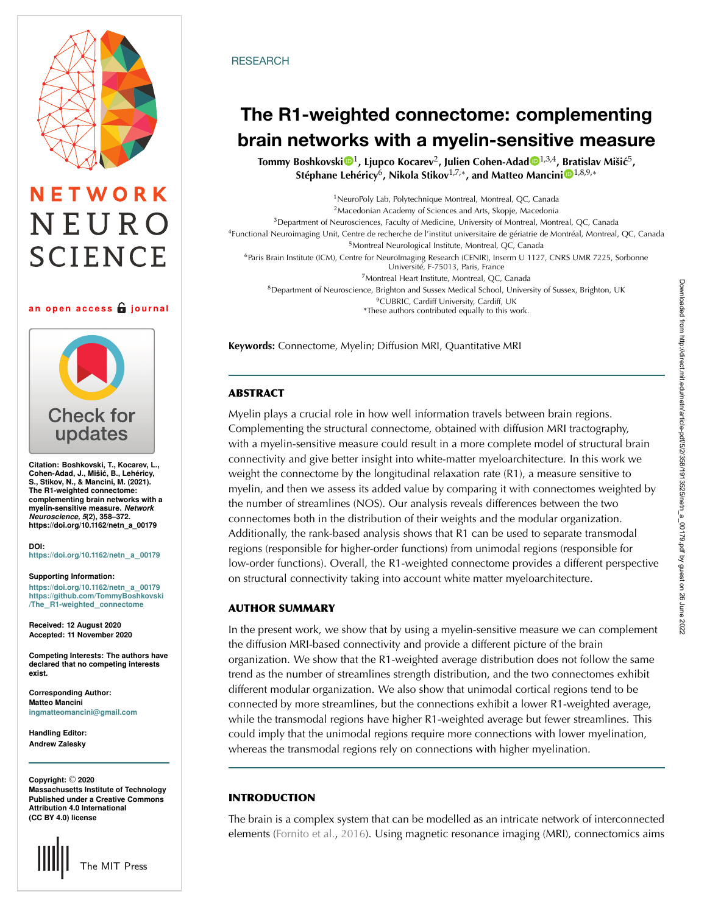RESEARCH

# The R1-weighted connectome: complementing brain networks with a myelin-sensitive measure

**Tommy Boshkovski[1], Ljupco Kocarev[2], Julien Cohen-Adad[1,3,4], Bratislav Mišić[5], Stéphane Lehéricy[6], Nikola Stikov[1,7,*], and Matteo Mancini[1,8,9,*]**

[1]NeuroPoly Lab, Polytechnique Montreal, Montreal, QC, Canada
[2]Macedonian Academy of Sciences and Arts, Skopje, Macedonia
[3]Department of Neurosciences, Faculty of Medicine, University of Montreal, Montreal, QC, Canada
[4]Functional Neuroimaging Unit, Centre de recherche de l'institut universitaire de gériatrie de Montréal, Montreal, QC, Canada
[5]Montreal Neurological Institute, Montreal, QC, Canada
[6]Paris Brain Institute (ICM), Centre for NeuroImaging Research (CENIR), Inserm U 1127, CNRS UMR 7225, Sorbonne Université, F-75013, Paris, France
[7]Montreal Heart Institute, Montreal, QC, Canada
[8]Department of Neuroscience, Brighton and Sussex Medical School, University of Sussex, Brighton, UK
[9]CUBRIC, Cardiff University, Cardiff, UK
*These authors contributed equally to this work.

**Keywords:** Connectome, Myelin; Diffusion MRI, Quantitative MRI

an open access journal

**Citation:** Boshkovski, T., Kocarev, L., Cohen-Adad, J., Mišić, B., Lehéricy, S., Stikov, N., & Mancini, M. (2021). The R1-weighted connectome: complementing brain networks with a myelin-sensitive measure. *Network Neuroscience*, *5*(2), 358–372. https://doi.org/10.1162/netn_a_00179

**DOI:** https://doi.org/10.1162/netn_a_00179

**Supporting Information:** https://doi.org/10.1162/netn_a_00179 https://github.com/TommyBoshkovski/The_R1-weighted_connectome

**Received:** 12 August 2020
**Accepted:** 11 November 2020

**Competing Interests:** The authors have declared that no competing interests exist.

**Corresponding Author:** Matteo Mancini ingmatteomancini@gmail.com

**Handling Editor:** Andrew Zalesky

**Copyright:** © 2020 Massachusetts Institute of Technology Published under a Creative Commons Attribution 4.0 International (CC BY 4.0) license

## ABSTRACT

Myelin plays a crucial role in how well information travels between brain regions. Complementing the structural connectome, obtained with diffusion MRI tractography, with a myelin-sensitive measure could result in a more complete model of structural brain connectivity and give better insight into white-matter myeloarchitecture. In this work we weight the connectome by the longitudinal relaxation rate (R1), a measure sensitive to myelin, and then we assess its added value by comparing it with connectomes weighted by the number of streamlines (NOS). Our analysis reveals differences between the two connectomes both in the distribution of their weights and the modular organization. Additionally, the rank-based analysis shows that R1 can be used to separate transmodal regions (responsible for higher-order functions) from unimodal regions (responsible for low-order functions). Overall, the R1-weighted connectome provides a different perspective on structural connectivity taking into account white matter myeloarchitecture.

## AUTHOR SUMMARY

In the present work, we show that by using a myelin-sensitive measure we can complement the diffusion MRI-based connectivity and provide a different picture of the brain organization. We show that the R1-weighted average distribution does not follow the same trend as the number of streamlines strength distribution, and the two connectomes exhibit different modular organization. We also show that unimodal cortical regions tend to be connected by more streamlines, but the connections exhibit a lower R1-weighted average, while the transmodal regions have higher R1-weighted average but fewer streamlines. This could imply that the unimodal regions require more connections with lower myelination, whereas the transmodal regions rely on connections with higher myelination.

## INTRODUCTION

The brain is a complex system that can be modelled as an intricate network of interconnected elements (Fornito et al., 2016). Using magnetic resonance imaging (MRI), connectomics aims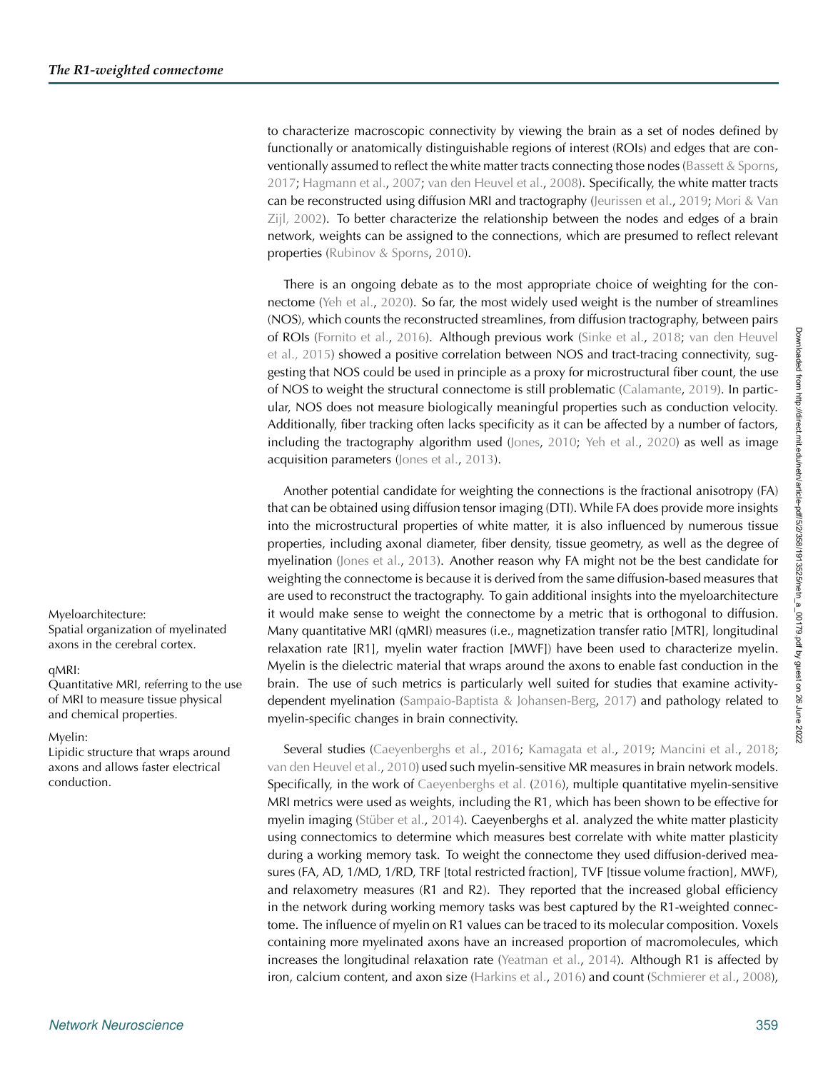to characterize macroscopic connectivity by viewing the brain as a set of nodes defined by functionally or anatomically distinguishable regions of interest (ROIs) and edges that are conventionally assumed to reflect the white matter tracts connecting those nodes (Bassett & Sporns, 2017; Hagmann et al., 2007; van den Heuvel et al., 2008). Specifically, the white matter tracts can be reconstructed using diffusion MRI and tractography (Jeurissen et al., 2019; Mori & Van Zijl, 2002). To better characterize the relationship between the nodes and edges of a brain network, weights can be assigned to the connections, which are presumed to reflect relevant properties (Rubinov & Sporns, 2010).

There is an ongoing debate as to the most appropriate choice of weighting for the connectome (Yeh et al., 2020). So far, the most widely used weight is the number of streamlines (NOS), which counts the reconstructed streamlines, from diffusion tractography, between pairs of ROIs (Fornito et al., 2016). Although previous work (Sinke et al., 2018; van den Heuvel et al., 2015) showed a positive correlation between NOS and tract-tracing connectivity, suggesting that NOS could be used in principle as a proxy for microstructural fiber count, the use of NOS to weight the structural connectome is still problematic (Calamante, 2019). In particular, NOS does not measure biologically meaningful properties such as conduction velocity. Additionally, fiber tracking often lacks specificity as it can be affected by a number of factors, including the tractography algorithm used (Jones, 2010; Yeh et al., 2020) as well as image acquisition parameters (Jones et al., 2013).

Another potential candidate for weighting the connections is the fractional anisotropy (FA) that can be obtained using diffusion tensor imaging (DTI). While FA does provide more insights into the microstructural properties of white matter, it is also influenced by numerous tissue properties, including axonal diameter, fiber density, tissue geometry, as well as the degree of myelination (Jones et al., 2013). Another reason why FA might not be the best candidate for weighting the connectome is because it is derived from the same diffusion-based measures that are used to reconstruct the tractography. To gain additional insights into the myeloarchitecture it would make sense to weight the connectome by a metric that is orthogonal to diffusion. Many quantitative MRI (qMRI) measures (i.e., magnetization transfer ratio [MTR], longitudinal relaxation rate [R1], myelin water fraction [MWF]) have been used to characterize myelin. Myelin is the dielectric material that wraps around the axons to enable fast conduction in the brain. The use of such metrics is particularly well suited for studies that examine activity-dependent myelination (Sampaio-Baptista & Johansen-Berg, 2017) and pathology related to myelin-specific changes in brain connectivity.

Myeloarchitecture:
Spatial organization of myelinated axons in the cerebral cortex.

qMRI:
Quantitative MRI, referring to the use of MRI to measure tissue physical and chemical properties.

Myelin:
Lipidic structure that wraps around axons and allows faster electrical conduction.

Several studies (Caeyenberghs et al., 2016; Kamagata et al., 2019; Mancini et al., 2018; van den Heuvel et al., 2010) used such myelin-sensitive MR measures in brain network models. Specifically, in the work of Caeyenberghs et al. (2016), multiple quantitative myelin-sensitive MRI metrics were used as weights, including the R1, which has been shown to be effective for myelin imaging (Stüber et al., 2014). Caeyenberghs et al. analyzed the white matter plasticity using connectomics to determine which measures best correlate with white matter plasticity during a working memory task. To weight the connectome they used diffusion-derived measures (FA, AD, 1/MD, 1/RD, TRF [total restricted fraction], TVF [tissue volume fraction], MWF), and relaxometry measures (R1 and R2). They reported that the increased global efficiency in the network during working memory tasks was best captured by the R1-weighted connectome. The influence of myelin on R1 values can be traced to its molecular composition. Voxels containing more myelinated axons have an increased proportion of macromolecules, which increases the longitudinal relaxation rate (Yeatman et al., 2014). Although R1 is affected by iron, calcium content, and axon size (Harkins et al., 2016) and count (Schmierer et al., 2008),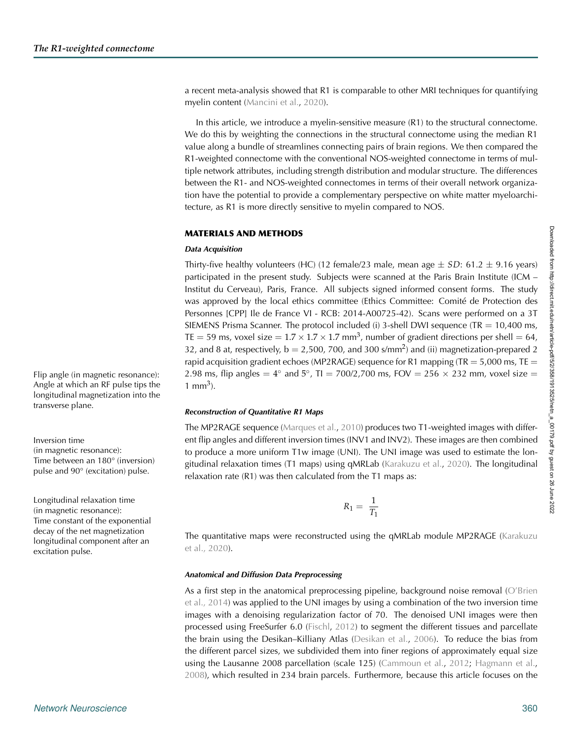a recent meta-analysis showed that R1 is comparable to other MRI techniques for quantifying myelin content (Mancini et al., 2020).

In this article, we introduce a myelin-sensitive measure (R1) to the structural connectome. We do this by weighting the connections in the structural connectome using the median R1 value along a bundle of streamlines connecting pairs of brain regions. We then compared the R1-weighted connectome with the conventional NOS-weighted connectome in terms of multiple network attributes, including strength distribution and modular structure. The differences between the R1- and NOS-weighted connectomes in terms of their overall network organization have the potential to provide a complementary perspective on white matter myeloarchitecture, as R1 is more directly sensitive to myelin compared to NOS.

## MATERIALS AND METHODS

### Data Acquisition

Thirty-five healthy volunteers (HC) (12 female/23 male, mean age ± $SD$: 61.2 ± 9.16 years) participated in the present study. Subjects were scanned at the Paris Brain Institute (ICM – Institut du Cerveau), Paris, France. All subjects signed informed consent forms. The study was approved by the local ethics committee (Ethics Committee: Comité de Protection des Personnes [CPP] Ile de France VI - RCB: 2014-A00725-42). Scans were performed on a 3T SIEMENS Prisma Scanner. The protocol included (i) 3-shell DWI sequence (TR = 10,400 ms, TE = 59 ms, voxel size = 1.7 × 1.7 × 1.7 mm$^3$, number of gradient directions per shell = 64, 32, and 8 at, respectively, b = 2,500, 700, and 300 s/mm$^2$) and (ii) magnetization-prepared 2 rapid acquisition gradient echoes (MP2RAGE) sequence for R1 mapping (TR = 5,000 ms, TE = 2.98 ms, flip angles = 4° and 5°, TI = 700/2,700 ms, FOV = 256 × 232 mm, voxel size = 1 mm$^3$).

Flip angle (in magnetic resonance): Angle at which an RF pulse tips the longitudinal magnetization into the transverse plane.

Inversion time (in magnetic resonance): Time between an 180° (inversion) pulse and 90° (excitation) pulse.

Longitudinal relaxation time (in magnetic resonance): Time constant of the exponential decay of the net magnetization longitudinal component after an excitation pulse.

### Reconstruction of Quantitative R1 Maps

The MP2RAGE sequence (Marques et al., 2010) produces two T1-weighted images with different flip angles and different inversion times (INV1 and INV2). These images are then combined to produce a more uniform T1w image (UNI). The UNI image was used to estimate the longitudinal relaxation times (T1 maps) using qMRLab (Karakuzu et al., 2020). The longitudinal relaxation rate (R1) was then calculated from the T1 maps as:

$$R_1 = \frac{1}{T_1}$$

The quantitative maps were reconstructed using the qMRLab module MP2RAGE (Karakuzu et al., 2020).

### Anatomical and Diffusion Data Preprocessing

As a first step in the anatomical preprocessing pipeline, background noise removal (O'Brien et al., 2014) was applied to the UNI images by using a combination of the two inversion time images with a denoising regularization factor of 70. The denoised UNI images were then processed using FreeSurfer 6.0 (Fischl, 2012) to segment the different tissues and parcellate the brain using the Desikan–Killiany Atlas (Desikan et al., 2006). To reduce the bias from the different parcel sizes, we subdivided them into finer regions of approximately equal size using the Lausanne 2008 parcellation (scale 125) (Cammoun et al., 2012; Hagmann et al., 2008), which resulted in 234 brain parcels. Furthermore, because this article focuses on the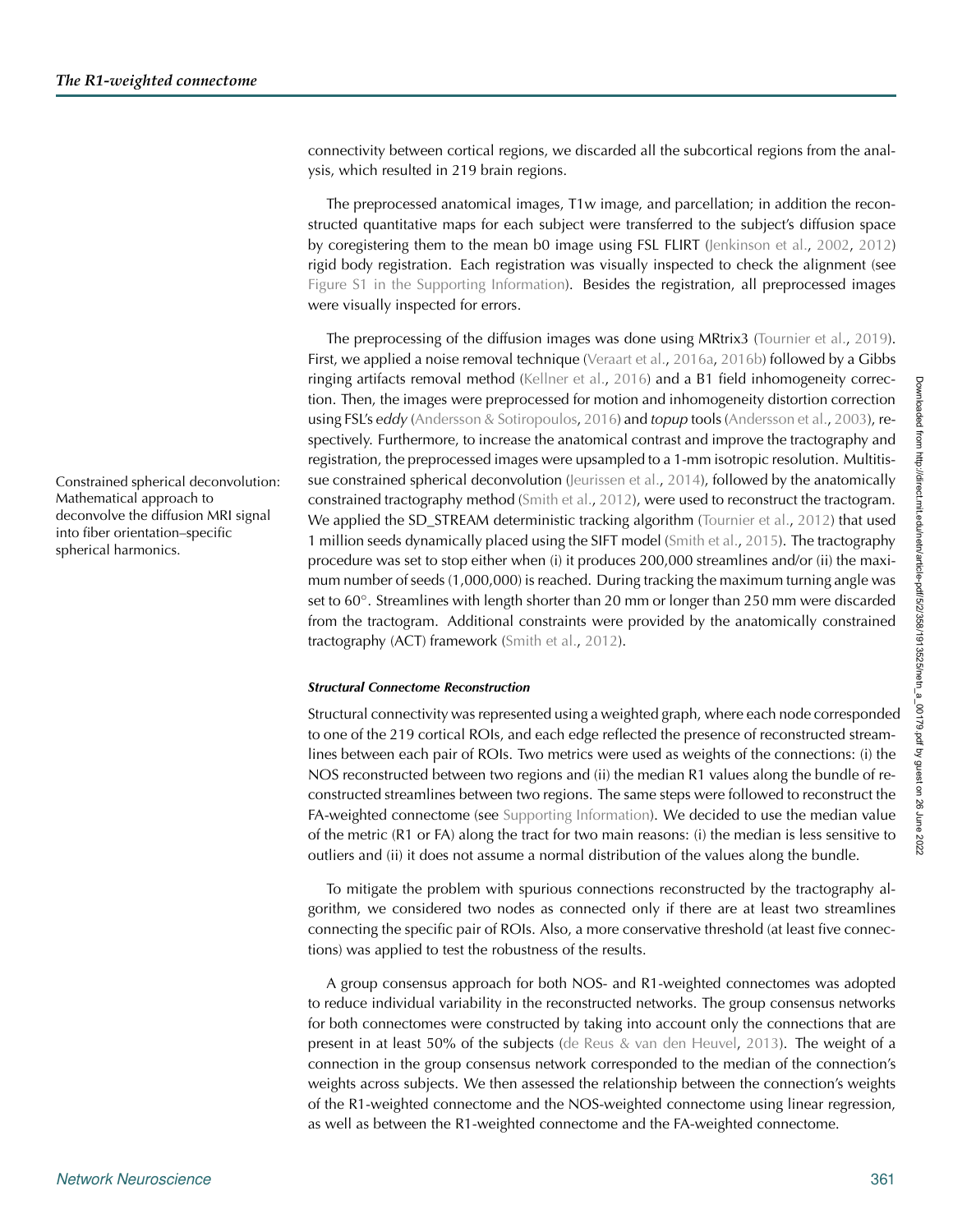connectivity between cortical regions, we discarded all the subcortical regions from the analysis, which resulted in 219 brain regions.

The preprocessed anatomical images, T1w image, and parcellation; in addition the reconstructed quantitative maps for each subject were transferred to the subject's diffusion space by coregistering them to the mean b0 image using FSL FLIRT (Jenkinson et al., 2002, 2012) rigid body registration. Each registration was visually inspected to check the alignment (see Figure S1 in the Supporting Information). Besides the registration, all preprocessed images were visually inspected for errors.

The preprocessing of the diffusion images was done using MRtrix3 (Tournier et al., 2019). First, we applied a noise removal technique (Veraart et al., 2016a, 2016b) followed by a Gibbs ringing artifacts removal method (Kellner et al., 2016) and a B1 field inhomogeneity correction. Then, the images were preprocessed for motion and inhomogeneity distortion correction using FSL's *eddy* (Andersson & Sotiropoulos, 2016) and *topup* tools (Andersson et al., 2003), respectively. Furthermore, to increase the anatomical contrast and improve the tractography and registration, the preprocessed images were upsampled to a 1-mm isotropic resolution. Multitissue constrained spherical deconvolution (Jeurissen et al., 2014), followed by the anatomically constrained tractography method (Smith et al., 2012), were used to reconstruct the tractogram. We applied the SD_STREAM deterministic tracking algorithm (Tournier et al., 2012) that used 1 million seeds dynamically placed using the SIFT model (Smith et al., 2015). The tractography procedure was set to stop either when (i) it produces 200,000 streamlines and/or (ii) the maximum number of seeds (1,000,000) is reached. During tracking the maximum turning angle was set to 60°. Streamlines with length shorter than 20 mm or longer than 250 mm were discarded from the tractogram. Additional constraints were provided by the anatomically constrained tractography (ACT) framework (Smith et al., 2012).

Constrained spherical deconvolution: Mathematical approach to deconvolve the diffusion MRI signal into fiber orientation–specific spherical harmonics.

#### *Structural Connectome Reconstruction*

Structural connectivity was represented using a weighted graph, where each node corresponded to one of the 219 cortical ROIs, and each edge reflected the presence of reconstructed streamlines between each pair of ROIs. Two metrics were used as weights of the connections: (i) the NOS reconstructed between two regions and (ii) the median R1 values along the bundle of reconstructed streamlines between two regions. The same steps were followed to reconstruct the FA-weighted connectome (see Supporting Information). We decided to use the median value of the metric (R1 or FA) along the tract for two main reasons: (i) the median is less sensitive to outliers and (ii) it does not assume a normal distribution of the values along the bundle.

To mitigate the problem with spurious connections reconstructed by the tractography algorithm, we considered two nodes as connected only if there are at least two streamlines connecting the specific pair of ROIs. Also, a more conservative threshold (at least five connections) was applied to test the robustness of the results.

A group consensus approach for both NOS- and R1-weighted connectomes was adopted to reduce individual variability in the reconstructed networks. The group consensus networks for both connectomes were constructed by taking into account only the connections that are present in at least 50% of the subjects (de Reus & van den Heuvel, 2013). The weight of a connection in the group consensus network corresponded to the median of the connection's weights across subjects. We then assessed the relationship between the connection's weights of the R1-weighted connectome and the NOS-weighted connectome using linear regression, as well as between the R1-weighted connectome and the FA-weighted connectome.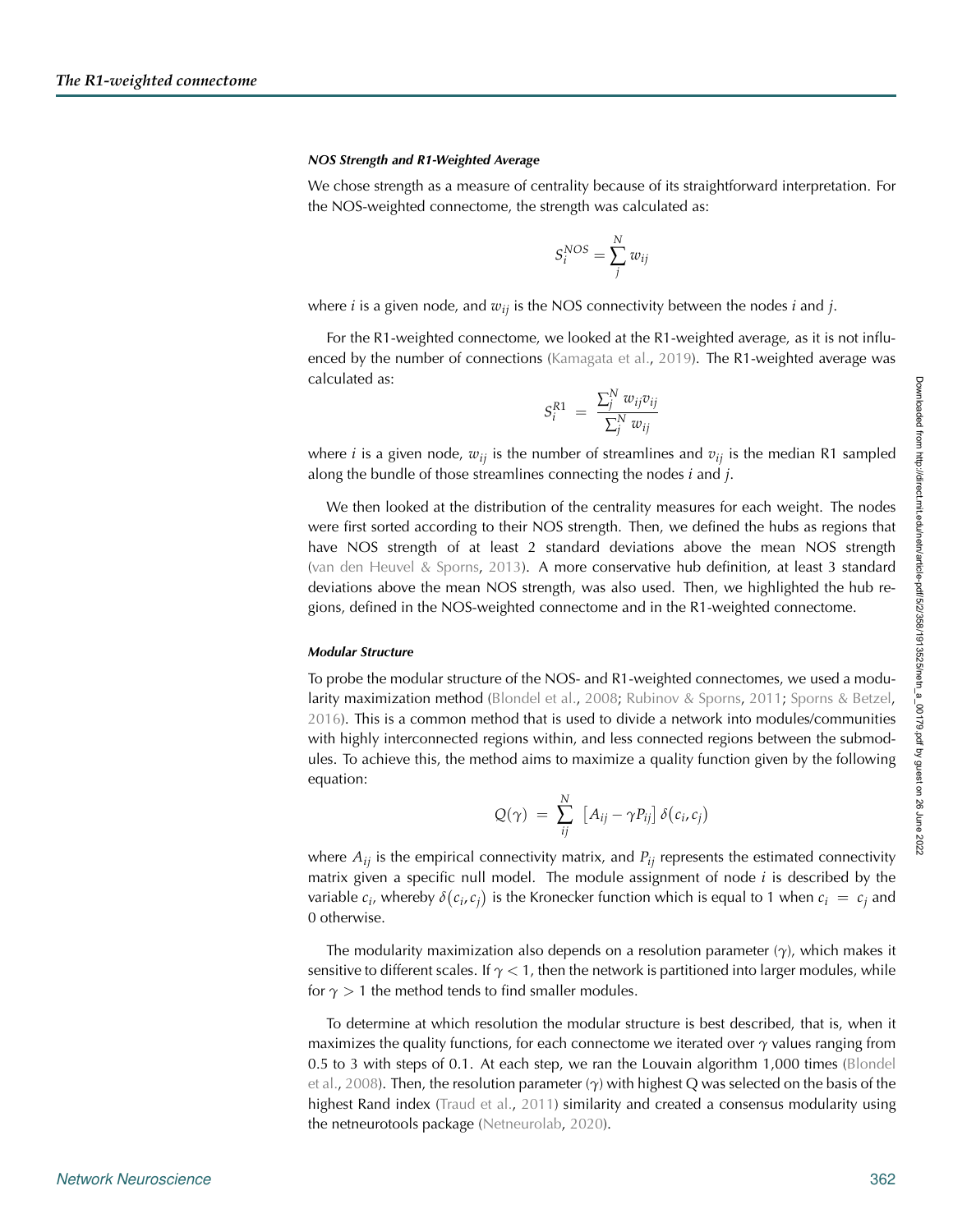#### NOS Strength and R1-Weighted Average

We chose strength as a measure of centrality because of its straightforward interpretation. For the NOS-weighted connectome, the strength was calculated as:

$$S_i^{NOS} = \sum_j^N w_{ij}$$

where $i$ is a given node, and $w_{ij}$ is the NOS connectivity between the nodes $i$ and $j$.

For the R1-weighted connectome, we looked at the R1-weighted average, as it is not influenced by the number of connections (Kamagata et al., 2019). The R1-weighted average was calculated as:

$$S_i^{R1} = \frac{\sum_j^N w_{ij} v_{ij}}{\sum_j^N w_{ij}}$$

where $i$ is a given node, $w_{ij}$ is the number of streamlines and $v_{ij}$ is the median R1 sampled along the bundle of those streamlines connecting the nodes $i$ and $j$.

We then looked at the distribution of the centrality measures for each weight. The nodes were first sorted according to their NOS strength. Then, we defined the hubs as regions that have NOS strength of at least 2 standard deviations above the mean NOS strength (van den Heuvel & Sporns, 2013). A more conservative hub definition, at least 3 standard deviations above the mean NOS strength, was also used. Then, we highlighted the hub regions, defined in the NOS-weighted connectome and in the R1-weighted connectome.

#### Modular Structure

To probe the modular structure of the NOS- and R1-weighted connectomes, we used a modularity maximization method (Blondel et al., 2008; Rubinov & Sporns, 2011; Sporns & Betzel, 2016). This is a common method that is used to divide a network into modules/communities with highly interconnected regions within, and less connected regions between the submodules. To achieve this, the method aims to maximize a quality function given by the following equation:

$$Q(\gamma) = \sum_{ij}^N \left[A_{ij} - \gamma P_{ij}\right] \delta(c_i, c_j)$$

where $A_{ij}$ is the empirical connectivity matrix, and $P_{ij}$ represents the estimated connectivity matrix given a specific null model. The module assignment of node $i$ is described by the variable $c_i$, whereby $\delta(c_i, c_j)$ is the Kronecker function which is equal to 1 when $c_i = c_j$ and 0 otherwise.

The modularity maximization also depends on a resolution parameter ($\gamma$), which makes it sensitive to different scales. If $\gamma < 1$, then the network is partitioned into larger modules, while for $\gamma > 1$ the method tends to find smaller modules.

To determine at which resolution the modular structure is best described, that is, when it maximizes the quality functions, for each connectome we iterated over $\gamma$ values ranging from 0.5 to 3 with steps of 0.1. At each step, we ran the Louvain algorithm 1,000 times (Blondel et al., 2008). Then, the resolution parameter ($\gamma$) with highest Q was selected on the basis of the highest Rand index (Traud et al., 2011) similarity and created a consensus modularity using the netneurotools package (Netneurolab, 2020).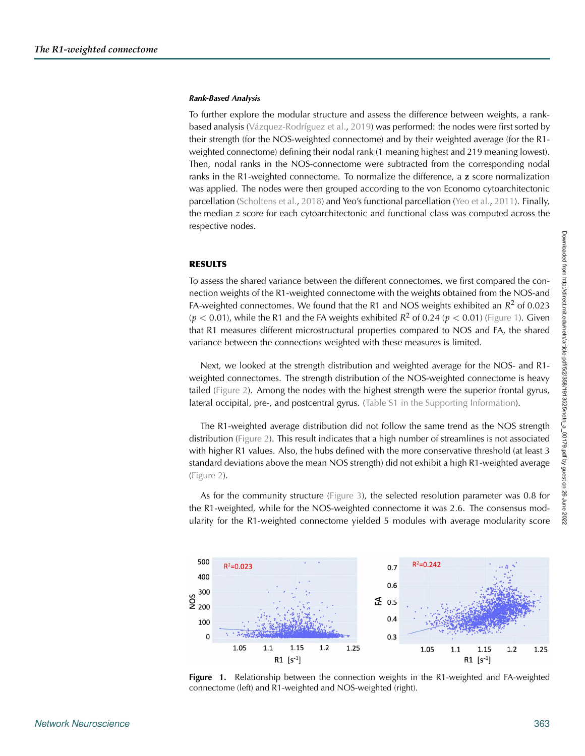### Rank-Based Analysis

To further explore the modular structure and assess the difference between weights, a rank-based analysis (Vázquez-Rodríguez et al., 2019) was performed: the nodes were first sorted by their strength (for the NOS-weighted connectome) and by their weighted average (for the R1-weighted connectome) defining their nodal rank (1 meaning highest and 219 meaning lowest). Then, nodal ranks in the NOS-connectome were subtracted from the corresponding nodal ranks in the R1-weighted connectome. To normalize the difference, a **z** score normalization was applied. The nodes were then grouped according to the von Economo cytoarchitectonic parcellation (Scholtens et al., 2018) and Yeo's functional parcellation (Yeo et al., 2011). Finally, the median $z$ score for each cytoarchitectonic and functional class was computed across the respective nodes.

## RESULTS

To assess the shared variance between the different connectomes, we first compared the connection weights of the R1-weighted connectome with the weights obtained from the NOS-and FA-weighted connectomes. We found that the R1 and NOS weights exhibited an $R^2$ of 0.023 ($p < 0.01$), while the R1 and the FA weights exhibited $R^2$ of 0.24 ($p < 0.01$) (Figure 1). Given that R1 measures different microstructural properties compared to NOS and FA, the shared variance between the connections weighted with these measures is limited.

Next, we looked at the strength distribution and weighted average for the NOS- and R1-weighted connectomes. The strength distribution of the NOS-weighted connectome is heavy tailed (Figure 2). Among the nodes with the highest strength were the superior frontal gyrus, lateral occipital, pre-, and postcentral gyrus. (Table S1 in the Supporting Information).

The R1-weighted average distribution did not follow the same trend as the NOS strength distribution (Figure 2). This result indicates that a high number of streamlines is not associated with higher R1 values. Also, the hubs defined with the more conservative threshold (at least 3 standard deviations above the mean NOS strength) did not exhibit a high R1-weighted average (Figure 2).

As for the community structure (Figure 3), the selected resolution parameter was 0.8 for the R1-weighted, while for the NOS-weighted connectome it was 2.6. The consensus modularity for the R1-weighted connectome yielded 5 modules with average modularity score

**Figure 1.** Relationship between the connection weights in the R1-weighted and FA-weighted connectome (left) and R1-weighted and NOS-weighted (right).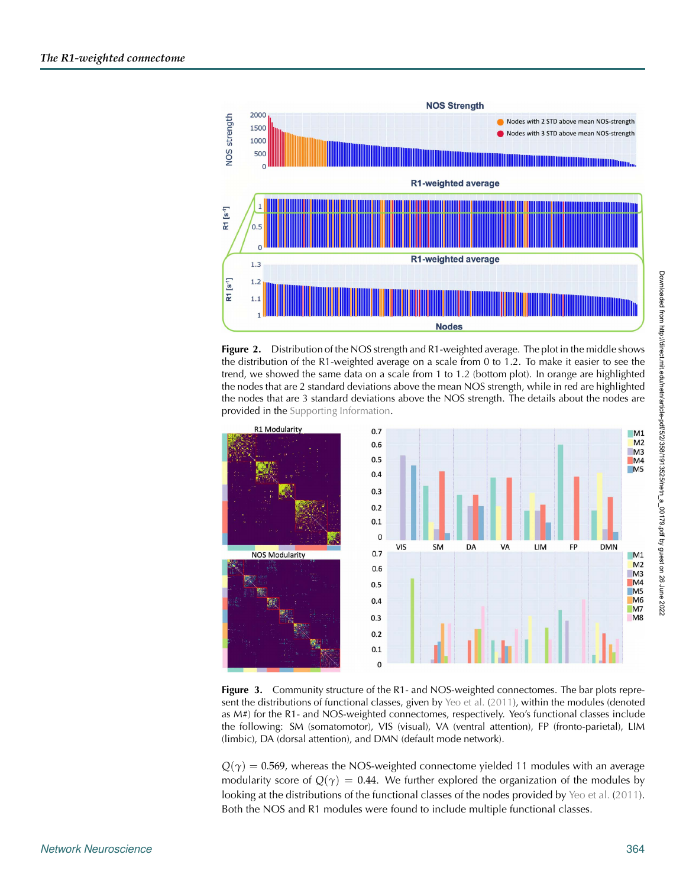**Figure 2.** Distribution of the NOS strength and R1-weighted average. The plot in the middle shows the distribution of the R1-weighted average on a scale from 0 to 1.2. To make it easier to see the trend, we showed the same data on a scale from 1 to 1.2 (bottom plot). In orange are highlighted the nodes that are 2 standard deviations above the mean NOS strength, while in red are highlighted the nodes that are 3 standard deviations above the NOS strength. The details about the nodes are provided in the Supporting Information.

**Figure 3.** Community structure of the R1- and NOS-weighted connectomes. The bar plots represent the distributions of functional classes, given by Yeo et al. (2011), within the modules (denoted as M#) for the R1- and NOS-weighted connectomes, respectively. Yeo's functional classes include the following: SM (somatomotor), VIS (visual), VA (ventral attention), FP (fronto-parietal), LIM (limbic), DA (dorsal attention), and DMN (default mode network).

$Q(\gamma) = 0.569$, whereas the NOS-weighted connectome yielded 11 modules with an average modularity score of $Q(\gamma) = 0.44$. We further explored the organization of the modules by looking at the distributions of the functional classes of the nodes provided by Yeo et al. (2011). Both the NOS and R1 modules were found to include multiple functional classes.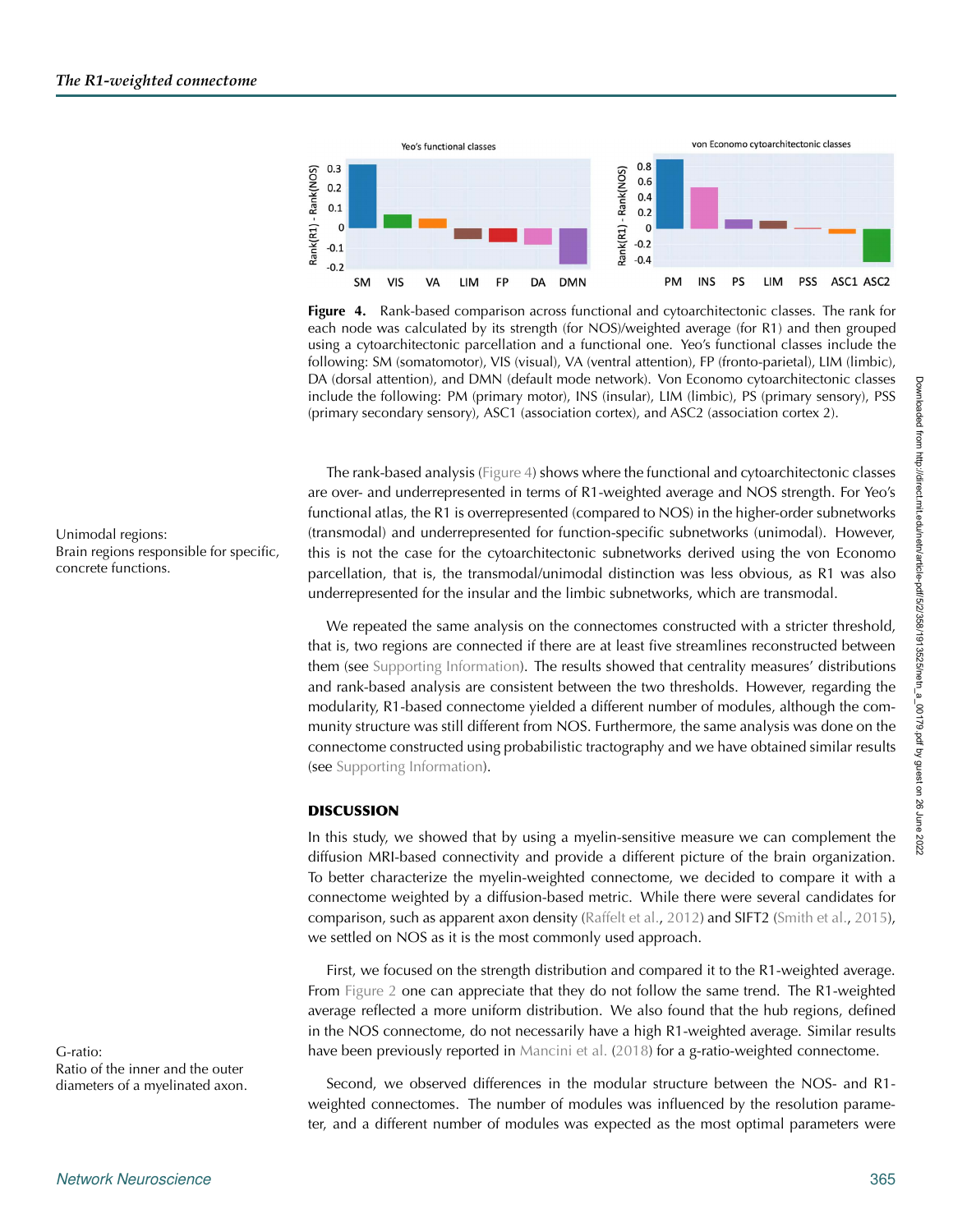**Figure 4.** Rank-based comparison across functional and cytoarchitectonic classes. The rank for each node was calculated by its strength (for NOS)/weighted average (for R1) and then grouped using a cytoarchitectonic parcellation and a functional one. Yeo's functional classes include the following: SM (somatomotor), VIS (visual), VA (ventral attention), FP (fronto-parietal), LIM (limbic), DA (dorsal attention), and DMN (default mode network). Von Economo cytoarchitectonic classes include the following: PM (primary motor), INS (insular), LIM (limbic), PS (primary sensory), PSS (primary secondary sensory), ASC1 (association cortex), and ASC2 (association cortex 2).

The rank-based analysis (Figure 4) shows where the functional and cytoarchitectonic classes are over- and underrepresented in terms of R1-weighted average and NOS strength. For Yeo's functional atlas, the R1 is overrepresented (compared to NOS) in the higher-order subnetworks (transmodal) and underrepresented for function-specific subnetworks (unimodal). However, this is not the case for the cytoarchitectonic subnetworks derived using the von Economo parcellation, that is, the transmodal/unimodal distinction was less obvious, as R1 was also underrepresented for the insular and the limbic subnetworks, which are transmodal.

Unimodal regions:
Brain regions responsible for specific, concrete functions.

We repeated the same analysis on the connectomes constructed with a stricter threshold, that is, two regions are connected if there are at least five streamlines reconstructed between them (see Supporting Information). The results showed that centrality measures' distributions and rank-based analysis are consistent between the two thresholds. However, regarding the modularity, R1-based connectome yielded a different number of modules, although the community structure was still different from NOS. Furthermore, the same analysis was done on the connectome constructed using probabilistic tractography and we have obtained similar results (see Supporting Information).

## DISCUSSION

In this study, we showed that by using a myelin-sensitive measure we can complement the diffusion MRI-based connectivity and provide a different picture of the brain organization. To better characterize the myelin-weighted connectome, we decided to compare it with a connectome weighted by a diffusion-based metric. While there were several candidates for comparison, such as apparent axon density (Raffelt et al., 2012) and SIFT2 (Smith et al., 2015), we settled on NOS as it is the most commonly used approach.

First, we focused on the strength distribution and compared it to the R1-weighted average. From Figure 2 one can appreciate that they do not follow the same trend. The R1-weighted average reflected a more uniform distribution. We also found that the hub regions, defined in the NOS connectome, do not necessarily have a high R1-weighted average. Similar results have been previously reported in Mancini et al. (2018) for a g-ratio-weighted connectome.

G-ratio:
Ratio of the inner and the outer diameters of a myelinated axon.

Second, we observed differences in the modular structure between the NOS- and R1-weighted connectomes. The number of modules was influenced by the resolution parameter, and a different number of modules was expected as the most optimal parameters were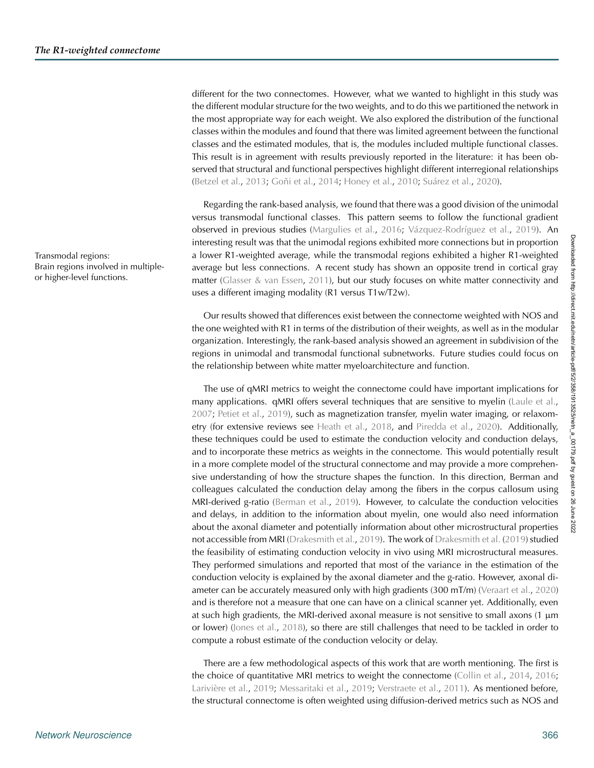different for the two connectomes. However, what we wanted to highlight in this study was the different modular structure for the two weights, and to do this we partitioned the network in the most appropriate way for each weight. We also explored the distribution of the functional classes within the modules and found that there was limited agreement between the functional classes and the estimated modules, that is, the modules included multiple functional classes. This result is in agreement with results previously reported in the literature: it has been observed that structural and functional perspectives highlight different interregional relationships (Betzel et al., 2013; Goñi et al., 2014; Honey et al., 2010; Suárez et al., 2020).

Regarding the rank-based analysis, we found that there was a good division of the unimodal versus transmodal functional classes. This pattern seems to follow the functional gradient observed in previous studies (Margulies et al., 2016; Vázquez-Rodríguez et al., 2019). An interesting result was that the unimodal regions exhibited more connections but in proportion a lower R1-weighted average, while the transmodal regions exhibited a higher R1-weighted average but less connections. A recent study has shown an opposite trend in cortical gray matter (Glasser & van Essen, 2011), but our study focuses on white matter connectivity and uses a different imaging modality (R1 versus T1w/T2w).

Transmodal regions:
Brain regions involved in multiple- or higher-level functions.

Our results showed that differences exist between the connectome weighted with NOS and the one weighted with R1 in terms of the distribution of their weights, as well as in the modular organization. Interestingly, the rank-based analysis showed an agreement in subdivision of the regions in unimodal and transmodal functional subnetworks. Future studies could focus on the relationship between white matter myeloarchitecture and function.

The use of qMRI metrics to weight the connectome could have important implications for many applications. qMRI offers several techniques that are sensitive to myelin (Laule et al., 2007; Petiet et al., 2019), such as magnetization transfer, myelin water imaging, or relaxometry (for extensive reviews see Heath et al., 2018, and Piredda et al., 2020). Additionally, these techniques could be used to estimate the conduction velocity and conduction delays, and to incorporate these metrics as weights in the connectome. This would potentially result in a more complete model of the structural connectome and may provide a more comprehensive understanding of how the structure shapes the function. In this direction, Berman and colleagues calculated the conduction delay among the fibers in the corpus callosum using MRI-derived g-ratio (Berman et al., 2019). However, to calculate the conduction velocities and delays, in addition to the information about myelin, one would also need information about the axonal diameter and potentially information about other microstructural properties not accessible from MRI (Drakesmith et al., 2019). The work of Drakesmith et al. (2019) studied the feasibility of estimating conduction velocity in vivo using MRI microstructural measures. They performed simulations and reported that most of the variance in the estimation of the conduction velocity is explained by the axonal diameter and the g-ratio. However, axonal diameter can be accurately measured only with high gradients (300 mT/m) (Veraart et al., 2020) and is therefore not a measure that one can have on a clinical scanner yet. Additionally, even at such high gradients, the MRI-derived axonal measure is not sensitive to small axons (1 μm or lower) (Jones et al., 2018), so there are still challenges that need to be tackled in order to compute a robust estimate of the conduction velocity or delay.

There are a few methodological aspects of this work that are worth mentioning. The first is the choice of quantitative MRI metrics to weight the connectome (Collin et al., 2014, 2016; Larivière et al., 2019; Messaritaki et al., 2019; Verstraete et al., 2011). As mentioned before, the structural connectome is often weighted using diffusion-derived metrics such as NOS and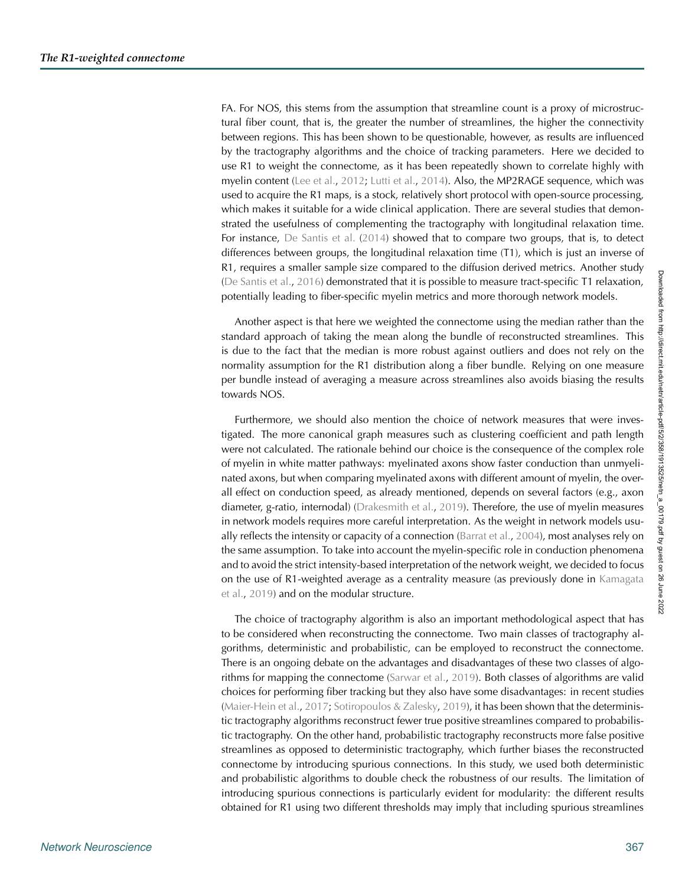FA. For NOS, this stems from the assumption that streamline count is a proxy of microstructural fiber count, that is, the greater the number of streamlines, the higher the connectivity between regions. This has been shown to be questionable, however, as results are influenced by the tractography algorithms and the choice of tracking parameters. Here we decided to use R1 to weight the connectome, as it has been repeatedly shown to correlate highly with myelin content (Lee et al., 2012; Lutti et al., 2014). Also, the MP2RAGE sequence, which was used to acquire the R1 maps, is a stock, relatively short protocol with open-source processing, which makes it suitable for a wide clinical application. There are several studies that demonstrated the usefulness of complementing the tractography with longitudinal relaxation time. For instance, De Santis et al. (2014) showed that to compare two groups, that is, to detect differences between groups, the longitudinal relaxation time (T1), which is just an inverse of R1, requires a smaller sample size compared to the diffusion derived metrics. Another study (De Santis et al., 2016) demonstrated that it is possible to measure tract-specific T1 relaxation, potentially leading to fiber-specific myelin metrics and more thorough network models.

Another aspect is that here we weighted the connectome using the median rather than the standard approach of taking the mean along the bundle of reconstructed streamlines. This is due to the fact that the median is more robust against outliers and does not rely on the normality assumption for the R1 distribution along a fiber bundle. Relying on one measure per bundle instead of averaging a measure across streamlines also avoids biasing the results towards NOS.

Furthermore, we should also mention the choice of network measures that were investigated. The more canonical graph measures such as clustering coefficient and path length were not calculated. The rationale behind our choice is the consequence of the complex role of myelin in white matter pathways: myelinated axons show faster conduction than unmyelinated axons, but when comparing myelinated axons with different amount of myelin, the overall effect on conduction speed, as already mentioned, depends on several factors (e.g., axon diameter, g-ratio, internodal) (Drakesmith et al., 2019). Therefore, the use of myelin measures in network models requires more careful interpretation. As the weight in network models usually reflects the intensity or capacity of a connection (Barrat et al., 2004), most analyses rely on the same assumption. To take into account the myelin-specific role in conduction phenomena and to avoid the strict intensity-based interpretation of the network weight, we decided to focus on the use of R1-weighted average as a centrality measure (as previously done in Kamagata et al., 2019) and on the modular structure.

The choice of tractography algorithm is also an important methodological aspect that has to be considered when reconstructing the connectome. Two main classes of tractography algorithms, deterministic and probabilistic, can be employed to reconstruct the connectome. There is an ongoing debate on the advantages and disadvantages of these two classes of algorithms for mapping the connectome (Sarwar et al., 2019). Both classes of algorithms are valid choices for performing fiber tracking but they also have some disadvantages: in recent studies (Maier-Hein et al., 2017; Sotiropoulos & Zalesky, 2019), it has been shown that the deterministic tractography algorithms reconstruct fewer true positive streamlines compared to probabilistic tractography. On the other hand, probabilistic tractography reconstructs more false positive streamlines as opposed to deterministic tractography, which further biases the reconstructed connectome by introducing spurious connections. In this study, we used both deterministic and probabilistic algorithms to double check the robustness of our results. The limitation of introducing spurious connections is particularly evident for modularity: the different results obtained for R1 using two different thresholds may imply that including spurious streamlines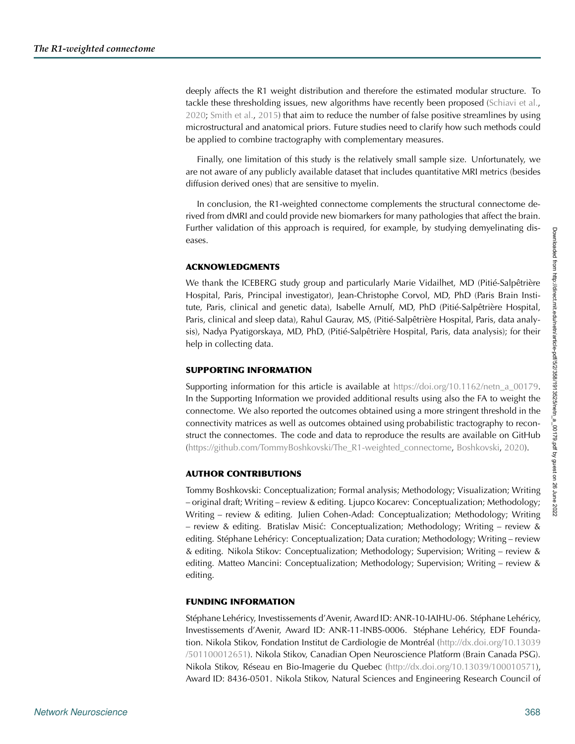deeply affects the R1 weight distribution and therefore the estimated modular structure. To tackle these thresholding issues, new algorithms have recently been proposed (Schiavi et al., 2020; Smith et al., 2015) that aim to reduce the number of false positive streamlines by using microstructural and anatomical priors. Future studies need to clarify how such methods could be applied to combine tractography with complementary measures.

Finally, one limitation of this study is the relatively small sample size. Unfortunately, we are not aware of any publicly available dataset that includes quantitative MRI metrics (besides diffusion derived ones) that are sensitive to myelin.

In conclusion, the R1-weighted connectome complements the structural connectome derived from dMRI and could provide new biomarkers for many pathologies that affect the brain. Further validation of this approach is required, for example, by studying demyelinating diseases.

## ACKNOWLEDGMENTS

We thank the ICEBERG study group and particularly Marie Vidailhet, MD (Pitié-Salpêtrière Hospital, Paris, Principal investigator), Jean-Christophe Corvol, MD, PhD (Paris Brain Institute, Paris, clinical and genetic data), Isabelle Arnulf, MD, PhD (Pitié-Salpêtrière Hospital, Paris, clinical and sleep data), Rahul Gaurav, MS, (Pitié-Salpêtrière Hospital, Paris, data analysis), Nadya Pyatigorskaya, MD, PhD, (Pitié-Salpêtrière Hospital, Paris, data analysis); for their help in collecting data.

## SUPPORTING INFORMATION

Supporting information for this article is available at https://doi.org/10.1162/netn_a_00179. In the Supporting Information we provided additional results using also the FA to weight the connectome. We also reported the outcomes obtained using a more stringent threshold in the connectivity matrices as well as outcomes obtained using probabilistic tractography to reconstruct the connectomes. The code and data to reproduce the results are available on GitHub (https://github.com/TommyBoshkovski/The_R1-weighted_connectome, Boshkovski, 2020).

## AUTHOR CONTRIBUTIONS

Tommy Boshkovski: Conceptualization; Formal analysis; Methodology; Visualization; Writing – original draft; Writing – review & editing. Ljupco Kocarev: Conceptualization; Methodology; Writing – review & editing. Julien Cohen-Adad: Conceptualization; Methodology; Writing – review & editing. Bratislav Misić: Conceptualization; Methodology; Writing – review & editing. Stéphane Lehéricy: Conceptualization; Data curation; Methodology; Writing – review & editing. Nikola Stikov: Conceptualization; Methodology; Supervision; Writing – review & editing. Matteo Mancini: Conceptualization; Methodology; Supervision; Writing – review & editing.

## FUNDING INFORMATION

Stéphane Lehéricy, Investissements d'Avenir, Award ID: ANR-10-IAIHU-06. Stéphane Lehéricy, Investissements d'Avenir, Award ID: ANR-11-INBS-0006. Stéphane Lehéricy, EDF Foundation. Nikola Stikov, Fondation Institut de Cardiologie de Montréal (http://dx.doi.org/10.13039/501100012651). Nikola Stikov, Canadian Open Neuroscience Platform (Brain Canada PSG). Nikola Stikov, Réseau en Bio-Imagerie du Quebec (http://dx.doi.org/10.13039/100010571), Award ID: 8436-0501. Nikola Stikov, Natural Sciences and Engineering Research Council of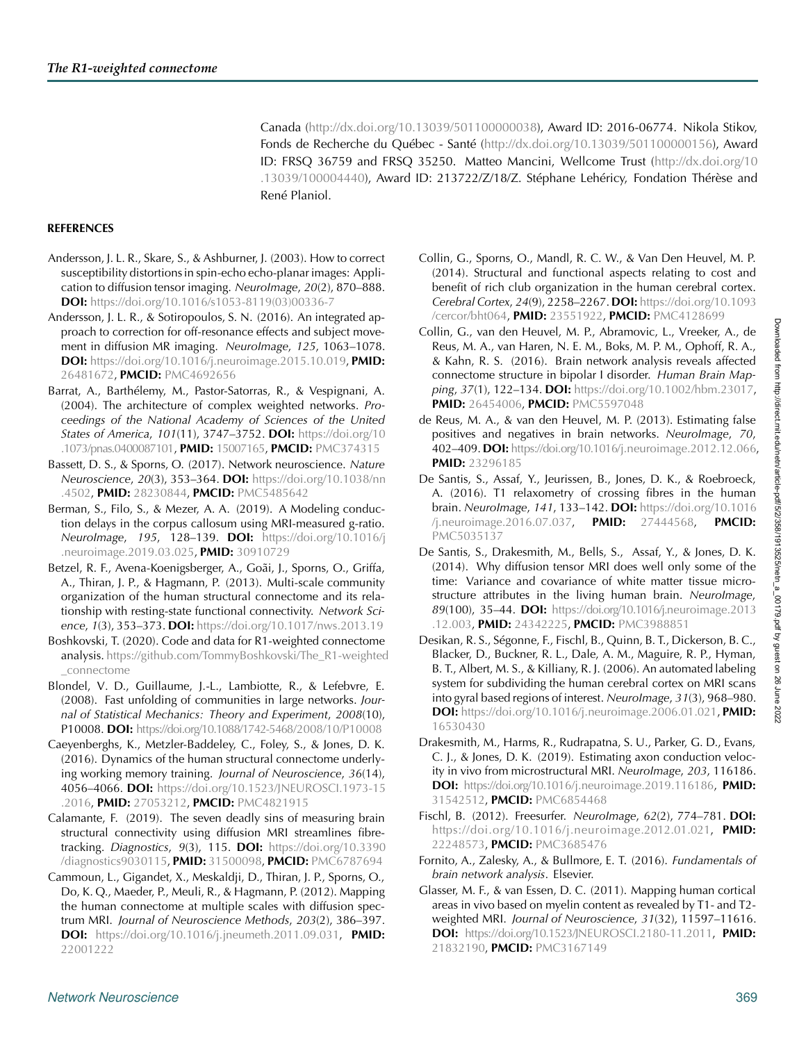Canada (http://dx.doi.org/10.13039/501100000038), Award ID: 2016-06774. Nikola Stikov, Fonds de Recherche du Québec - Santé (http://dx.doi.org/10.13039/501100000156), Award ID: FRSQ 36759 and FRSQ 35250. Matteo Mancini, Wellcome Trust (http://dx.doi.org/10.13039/100004440), Award ID: 213722/Z/18/Z. Stéphane Lehéricy, Fondation Thérèse and René Planiol.

## REFERENCES

Andersson, J. L. R., Skare, S., & Ashburner, J. (2003). How to correct susceptibility distortions in spin-echo echo-planar images: Application to diffusion tensor imaging. *NeuroImage*, *20*(2), 870–888. **DOI:** https://doi.org/10.1016/s1053-8119(03)00336-7

Andersson, J. L. R., & Sotiropoulos, S. N. (2016). An integrated approach to correction for off-resonance effects and subject movement in diffusion MR imaging. *NeuroImage*, *125*, 1063–1078. **DOI:** https://doi.org/10.1016/j.neuroimage.2015.10.019, **PMID:** 26481672, **PMCID:** PMC4692656

Barrat, A., Barthélemy, M., Pastor-Satorras, R., & Vespignani, A. (2004). The architecture of complex weighted networks. *Proceedings of the National Academy of Sciences of the United States of America*, *101*(11), 3747–3752. **DOI:** https://doi.org/10.1073/pnas.0400087101, **PMID:** 15007165, **PMCID:** PMC374315

Bassett, D. S., & Sporns, O. (2017). Network neuroscience. *Nature Neuroscience*, *20*(3), 353–364. **DOI:** https://doi.org/10.1038/nn.4502, **PMID:** 28230844, **PMCID:** PMC5485642

Berman, S., Filo, S., & Mezer, A. A. (2019). A Modeling conduction delays in the corpus callosum using MRI-measured g-ratio. *NeuroImage*, *195*, 128–139. **DOI:** https://doi.org/10.1016/j.neuroimage.2019.03.025, **PMID:** 30910729

Betzel, R. F., Avena-Koenigsberger, A., Goñi, J., Sporns, O., Griffa, A., Thiran, J. P., & Hagmann, P. (2013). Multi-scale community organization of the human structural connectome and its relationship with resting-state functional connectivity. *Network Science*, *1*(3), 353–373. **DOI:** https://doi.org/10.1017/nws.2013.19

Boshkovski, T. (2020). Code and data for R1-weighted connectome analysis. https://github.com/TommyBoshkovski/The_R1-weighted_connectome

Blondel, V. D., Guillaume, J.-L., Lambiotte, R., & Lefebvre, E. (2008). Fast unfolding of communities in large networks. *Journal of Statistical Mechanics: Theory and Experiment*, *2008*(10), P10008. **DOI:** https://doi.org/10.1088/1742-5468/2008/10/P10008

Caeyenberghs, K., Metzler-Baddeley, C., Foley, S., & Jones, D. K. (2016). Dynamics of the human structural connectome underlying working memory training. *Journal of Neuroscience*, *36*(14), 4056–4066. **DOI:** https://doi.org/10.1523/JNEUROSCI.1973-15.2016, **PMID:** 27053212, **PMCID:** PMC4821915

Calamante, F. (2019). The seven deadly sins of measuring brain structural connectivity using diffusion MRI streamlines fibre-tracking. *Diagnostics*, *9*(3), 115. **DOI:** https://doi.org/10.3390/diagnostics9030115, **PMID:** 31500098, **PMCID:** PMC6787694

Cammoun, L., Gigandet, X., Meskaldji, D., Thiran, J. P., Sporns, O., Do, K. Q., Maeder, P., Meuli, R., & Hagmann, P. (2012). Mapping the human connectome at multiple scales with diffusion spectrum MRI. *Journal of Neuroscience Methods*, *203*(2), 386–397. **DOI:** https://doi.org/10.1016/j.jneumeth.2011.09.031, **PMID:** 22001222

Collin, G., Sporns, O., Mandl, R. C. W., & Van Den Heuvel, M. P. (2014). Structural and functional aspects relating to cost and benefit of rich club organization in the human cerebral cortex. *Cerebral Cortex*, *24*(9), 2258–2267. **DOI:** https://doi.org/10.1093/cercor/bht064, **PMID:** 23551922, **PMCID:** PMC4128699

Collin, G., van den Heuvel, M. P., Abramovic, L., Vreeker, A., de Reus, M. A., van Haren, N. E. M., Boks, M. P. M., Ophoff, R. A., & Kahn, R. S. (2016). Brain network analysis reveals affected connectome structure in bipolar I disorder. *Human Brain Mapping*, *37*(1), 122–134. **DOI:** https://doi.org/10.1002/hbm.23017, **PMID:** 26454006, **PMCID:** PMC5597048

de Reus, M. A., & van den Heuvel, M. P. (2013). Estimating false positives and negatives in brain networks. *NeuroImage*, *70*, 402–409. **DOI:** https://doi.org/10.1016/j.neuroimage.2012.12.066, **PMID:** 23296185

De Santis, S., Assaf, Y., Jeurissen, B., Jones, D. K., & Roebroeck, A. (2016). T1 relaxometry of crossing fibres in the human brain. *NeuroImage*, *141*, 133–142. **DOI:** https://doi.org/10.1016/j.neuroimage.2016.07.037, **PMID:** 27444568, **PMCID:** PMC5035137

De Santis, S., Drakesmith, M., Bells, S., Assaf, Y., & Jones, D. K. (2014). Why diffusion tensor MRI does well only some of the time: Variance and covariance of white matter tissue microstructure attributes in the living human brain. *NeuroImage*, *89*(100), 35–44. **DOI:** https://doi.org/10.1016/j.neuroimage.2013.12.003, **PMID:** 24342225, **PMCID:** PMC3988851

Desikan, R. S., Ségonne, F., Fischl, B., Quinn, B. T., Dickerson, B. C., Blacker, D., Buckner, R. L., Dale, A. M., Maguire, R. P., Hyman, B. T., Albert, M. S., & Killiany, R. J. (2006). An automated labeling system for subdividing the human cerebral cortex on MRI scans into gyral based regions of interest. *NeuroImage*, *31*(3), 968–980. **DOI:** https://doi.org/10.1016/j.neuroimage.2006.01.021, **PMID:** 16530430

Drakesmith, M., Harms, R., Rudrapatna, S. U., Parker, G. D., Evans, C. J., & Jones, D. K. (2019). Estimating axon conduction velocity in vivo from microstructural MRI. *NeuroImage*, *203*, 116186. **DOI:** https://doi.org/10.1016/j.neuroimage.2019.116186, **PMID:** 31542512, **PMCID:** PMC6854468

Fischl, B. (2012). Freesurfer. *NeuroImage*, *62*(2), 774–781. **DOI:** https://doi.org/10.1016/j.neuroimage.2012.01.021, **PMID:** 22248573, **PMCID:** PMC3685476

Fornito, A., Zalesky, A., & Bullmore, E. T. (2016). *Fundamentals of brain network analysis*. Elsevier.

Glasser, M. F., & van Essen, D. C. (2011). Mapping human cortical areas in vivo based on myelin content as revealed by T1- and T2-weighted MRI. *Journal of Neuroscience*, *31*(32), 11597–11616. **DOI:** https://doi.org/10.1523/JNEUROSCI.2180-11.2011, **PMID:** 21832190, **PMCID:** PMC3167149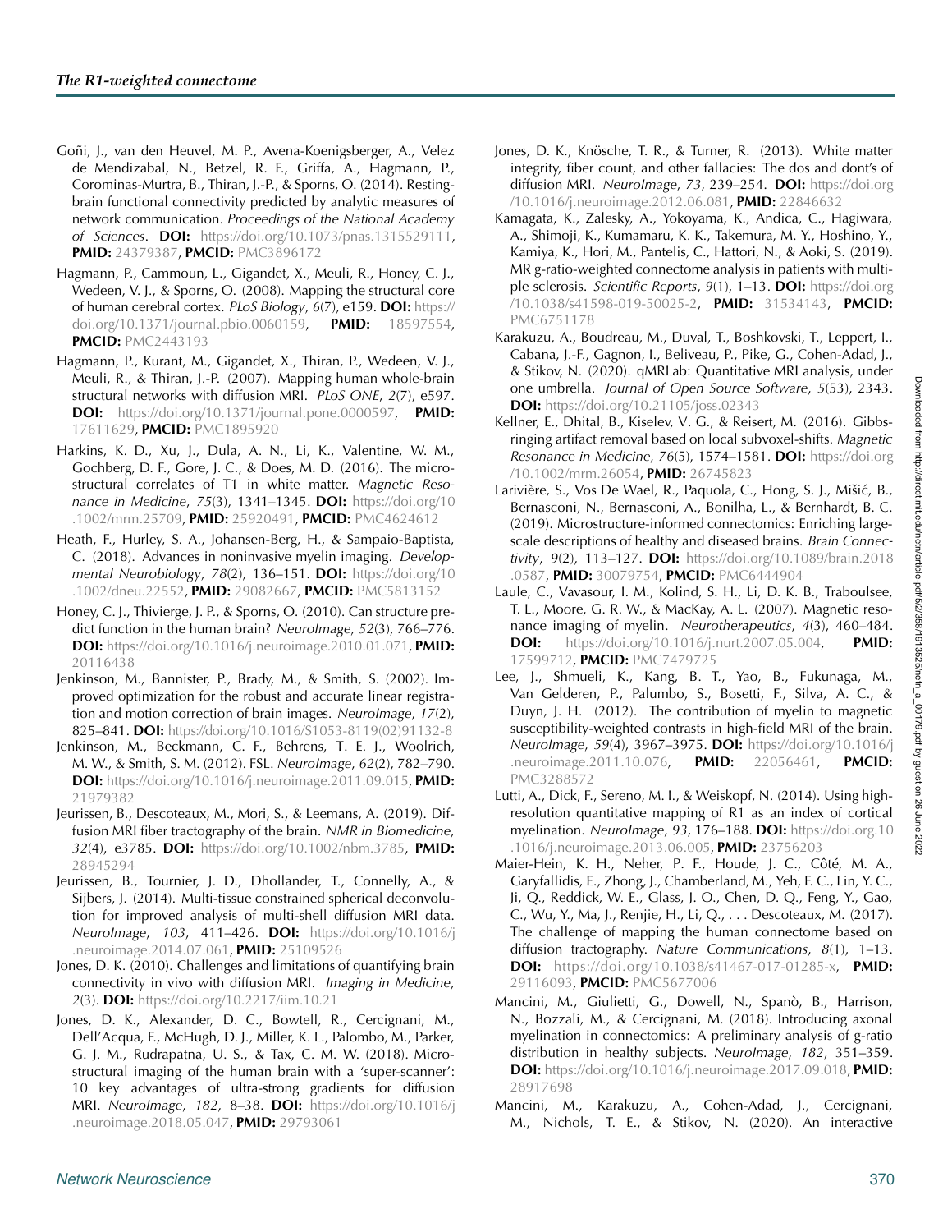Goñi, J., van den Heuvel, M. P., Avena-Koenigsberger, A., Velez de Mendizabal, N., Betzel, R. F., Griffa, A., Hagmann, P., Corominas-Murtra, B., Thiran, J.-P., & Sporns, O. (2014). Resting-brain functional connectivity predicted by analytic measures of network communication. *Proceedings of the National Academy of Sciences*. **DOI:** https://doi.org/10.1073/pnas.1315529111, **PMID:** 24379387, **PMCID:** PMC3896172

Hagmann, P., Cammoun, L., Gigandet, X., Meuli, R., Honey, C. J., Wedeen, V. J., & Sporns, O. (2008). Mapping the structural core of human cerebral cortex. *PLoS Biology*, *6*(7), e159. **DOI:** https://doi.org/10.1371/journal.pbio.0060159, **PMID:** 18597554, **PMCID:** PMC2443193

Hagmann, P., Kurant, M., Gigandet, X., Thiran, P., Wedeen, V. J., Meuli, R., & Thiran, J.-P. (2007). Mapping human whole-brain structural networks with diffusion MRI. *PLoS ONE*, *2*(7), e597. **DOI:** https://doi.org/10.1371/journal.pone.0000597, **PMID:** 17611629, **PMCID:** PMC1895920

Harkins, K. D., Xu, J., Dula, A. N., Li, K., Valentine, W. M., Gochberg, D. F., Gore, J. C., & Does, M. D. (2016). The microstructural correlates of T1 in white matter. *Magnetic Resonance in Medicine*, *75*(3), 1341–1345. **DOI:** https://doi.org/10.1002/mrm.25709, **PMID:** 25920491, **PMCID:** PMC4624612

Heath, F., Hurley, S. A., Johansen-Berg, H., & Sampaio-Baptista, C. (2018). Advances in noninvasive myelin imaging. *Developmental Neurobiology*, *78*(2), 136–151. **DOI:** https://doi.org/10.1002/dneu.22552, **PMID:** 29082667, **PMCID:** PMC5813152

Honey, C. J., Thivierge, J. P., & Sporns, O. (2010). Can structure predict function in the human brain? *NeuroImage*, *52*(3), 766–776. **DOI:** https://doi.org/10.1016/j.neuroimage.2010.01.071, **PMID:** 20116438

Jenkinson, M., Bannister, P., Brady, M., & Smith, S. (2002). Improved optimization for the robust and accurate linear registration and motion correction of brain images. *NeuroImage*, *17*(2), 825–841. **DOI:** https://doi.org/10.1016/S1053-8119(02)91132-8

Jenkinson, M., Beckmann, C. F., Behrens, T. E. J., Woolrich, M. W., & Smith, S. M. (2012). FSL. *NeuroImage*, *62*(2), 782–790. **DOI:** https://doi.org/10.1016/j.neuroimage.2011.09.015, **PMID:** 21979382

Jeurissen, B., Descoteaux, M., Mori, S., & Leemans, A. (2019). Diffusion MRI fiber tractography of the brain. *NMR in Biomedicine*, *32*(4), e3785. **DOI:** https://doi.org/10.1002/nbm.3785, **PMID:** 28945294

Jeurissen, B., Tournier, J. D., Dhollander, T., Connelly, A., & Sijbers, J. (2014). Multi-tissue constrained spherical deconvolution for improved analysis of multi-shell diffusion MRI data. *NeuroImage*, *103*, 411–426. **DOI:** https://doi.org/10.1016/j.neuroimage.2014.07.061, **PMID:** 25109526

Jones, D. K. (2010). Challenges and limitations of quantifying brain connectivity in vivo with diffusion MRI. *Imaging in Medicine*, *2*(3). **DOI:** https://doi.org/10.2217/iim.10.21

Jones, D. K., Alexander, D. C., Bowtell, R., Cercignani, M., Dell'Acqua, F., McHugh, D. J., Miller, K. L., Palombo, M., Parker, G. J. M., Rudrapatna, U. S., & Tax, C. M. W. (2018). Microstructural imaging of the human brain with a 'super-scanner': 10 key advantages of ultra-strong gradients for diffusion MRI. *NeuroImage*, *182*, 8–38. **DOI:** https://doi.org/10.1016/j.neuroimage.2018.05.047, **PMID:** 29793061

Jones, D. K., Knösche, T. R., & Turner, R. (2013). White matter integrity, fiber count, and other fallacies: The dos and dont's of diffusion MRI. *NeuroImage*, *73*, 239–254. **DOI:** https://doi.org/10.1016/j.neuroimage.2012.06.081, **PMID:** 22846632

Kamagata, K., Zalesky, A., Yokoyama, K., Andica, C., Hagiwara, A., Shimoji, K., Kumamaru, K. K., Takemura, M. Y., Hoshino, Y., Kamiya, K., Hori, M., Pantelis, C., Hattori, N., & Aoki, S. (2019). MR g-ratio-weighted connectome analysis in patients with multiple sclerosis. *Scientific Reports*, *9*(1), 1–13. **DOI:** https://doi.org/10.1038/s41598-019-50025-2, **PMID:** 31534143, **PMCID:** PMC6751178

Karakuzu, A., Boudreau, M., Duval, T., Boshkovski, T., Leppert, I., Cabana, J.-F., Gagnon, I., Beliveau, P., Pike, G., Cohen-Adad, J., & Stikov, N. (2020). qMRLab: Quantitative MRI analysis, under one umbrella. *Journal of Open Source Software*, *5*(53), 2343. **DOI:** https://doi.org/10.21105/joss.02343

Kellner, E., Dhital, B., Kiselev, V. G., & Reisert, M. (2016). Gibbs-ringing artifact removal based on local subvoxel-shifts. *Magnetic Resonance in Medicine*, *76*(5), 1574–1581. **DOI:** https://doi.org/10.1002/mrm.26054, **PMID:** 26745823

Larivière, S., Vos De Wael, R., Paquola, C., Hong, S. J., Mišić, B., Bernasconi, N., Bernasconi, A., Bonilha, L., & Bernhardt, B. C. (2019). Microstructure-informed connectomics: Enriching large-scale descriptions of healthy and diseased brains. *Brain Connectivity*, *9*(2), 113–127. **DOI:** https://doi.org/10.1089/brain.2018.0587, **PMID:** 30079754, **PMCID:** PMC6444904

Laule, C., Vavasour, I. M., Kolind, S. H., Li, D. K. B., Traboulsee, T. L., Moore, G. R. W., & MacKay, A. L. (2007). Magnetic resonance imaging of myelin. *Neurotherapeutics*, *4*(3), 460–484. **DOI:** https://doi.org/10.1016/j.nurt.2007.05.004, **PMID:** 17599712, **PMCID:** PMC7479725

Lee, J., Shmueli, K., Kang, B. T., Yao, B., Fukunaga, M., Van Gelderen, P., Palumbo, S., Bosetti, F., Silva, A. C., & Duyn, J. H. (2012). The contribution of myelin to magnetic susceptibility-weighted contrasts in high-field MRI of the brain. *NeuroImage*, *59*(4), 3967–3975. **DOI:** https://doi.org/10.1016/j.neuroimage.2011.10.076, **PMID:** 22056461, **PMCID:** PMC3288572

Lutti, A., Dick, F., Sereno, M. I., & Weiskopf, N. (2014). Using high-resolution quantitative mapping of R1 as an index of cortical myelination. *NeuroImage*, *93*, 176–188. **DOI:** https://doi.org/10.1016/j.neuroimage.2013.06.005, **PMID:** 23756203

Maier-Hein, K. H., Neher, P. F., Houde, J. C., Côté, M. A., Garyfallidis, E., Zhong, J., Chamberland, M., Yeh, F. C., Lin, Y. C., Ji, Q., Reddick, W. E., Glass, J. O., Chen, D. Q., Feng, Y., Gao, C., Wu, Y., Ma, J., Renjie, H., Li, Q., . . . Descoteaux, M. (2017). The challenge of mapping the human connectome based on diffusion tractography. *Nature Communications*, *8*(1), 1–13. **DOI:** https://doi.org/10.1038/s41467-017-01285-x, **PMID:** 29116093, **PMCID:** PMC5677006

Mancini, M., Giulietti, G., Dowell, N., Spanò, B., Harrison, N., Bozzali, M., & Cercignani, M. (2018). Introducing axonal myelination in connectomics: A preliminary analysis of g-ratio distribution in healthy subjects. *NeuroImage*, *182*, 351–359. **DOI:** https://doi.org/10.1016/j.neuroimage.2017.09.018, **PMID:** 28917698

Mancini, M., Karakuzu, A., Cohen-Adad, J., Cercignani, M., Nichols, T. E., & Stikov, N. (2020). An interactive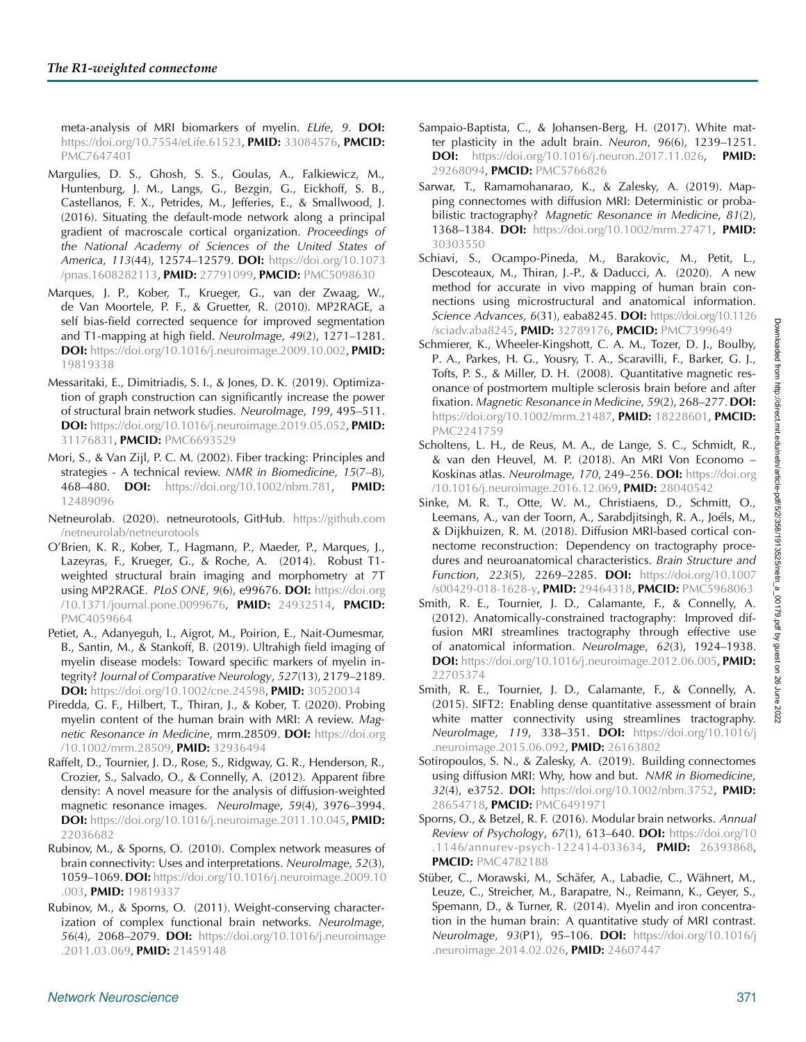meta-analysis of MRI biomarkers of myelin. *ELife*, *9*. **DOI:** https://doi.org/10.7554/eLife.61523, **PMID:** 33084576, **PMCID:** PMC7647401

Margulies, D. S., Ghosh, S. S., Goulas, A., Falkiewicz, M., Huntenburg, J. M., Langs, G., Bezgin, G., Eickhoff, S. B., Castellanos, F. X., Petrides, M., Jefferies, E., & Smallwood, J. (2016). Situating the default-mode network along a principal gradient of macroscale cortical organization. *Proceedings of the National Academy of Sciences of the United States of America*, *113*(44), 12574–12579. **DOI:** https://doi.org/10.1073/pnas.1608282113, **PMID:** 27791099, **PMCID:** PMC5098630

Marques, J. P., Kober, T., Krueger, G., van der Zwaag, W., de Van Moortele, P. F., & Gruetter, R. (2010). MP2RAGE, a self bias-field corrected sequence for improved segmentation and T1-mapping at high field. *NeuroImage*, *49*(2), 1271–1281. **DOI:** https://doi.org/10.1016/j.neuroimage.2009.10.002, **PMID:** 19819338

Messaritaki, E., Dimitriadis, S. I., & Jones, D. K. (2019). Optimization of graph construction can significantly increase the power of structural brain network studies. *NeuroImage*, *199*, 495–511. **DOI:** https://doi.org/10.1016/j.neuroimage.2019.05.052, **PMID:** 31176831, **PMCID:** PMC6693529

Mori, S., & Van Zijl, P. C. M. (2002). Fiber tracking: Principles and strategies - A technical review. *NMR in Biomedicine*, *15*(7–8), 468–480. **DOI:** https://doi.org/10.1002/nbm.781, **PMID:** 12489096

Netneurolab. (2020). netneurotools, GitHub. https://github.com/netneurolab/netneurotools

O'Brien, K. R., Kober, T., Hagmann, P., Maeder, P., Marques, J., Lazeyras, F., Krueger, G., & Roche, A. (2014). Robust T1-weighted structural brain imaging and morphometry at 7T using MP2RAGE. *PLoS ONE*, *9*(6), e99676. **DOI:** https://doi.org/10.1371/journal.pone.0099676, **PMID:** 24932514, **PMCID:** PMC4059664

Petiet, A., Adanyeguh, I., Aigrot, M., Poirion, E., Nait-Oumesmar, B., Santin, M., & Stankoff, B. (2019). Ultrahigh field imaging of myelin disease models: Toward specific markers of myelin integrity? *Journal of Comparative Neurology*, *527*(13), 2179–2189. **DOI:** https://doi.org/10.1002/cne.24598, **PMID:** 30520034

Piredda, G. F., Hilbert, T., Thiran, J., & Kober, T. (2020). Probing myelin content of the human brain with MRI: A review. *Magnetic Resonance in Medicine*, mrm.28509. **DOI:** https://doi.org/10.1002/mrm.28509, **PMID:** 32936494

Raffelt, D., Tournier, J. D., Rose, S., Ridgway, G. R., Henderson, R., Crozier, S., Salvado, O., & Connelly, A. (2012). Apparent fibre density: A novel measure for the analysis of diffusion-weighted magnetic resonance images. *NeuroImage*, *59*(4), 3976–3994. **DOI:** https://doi.org/10.1016/j.neuroimage.2011.10.045, **PMID:** 22036682

Rubinov, M., & Sporns, O. (2010). Complex network measures of brain connectivity: Uses and interpretations. *NeuroImage*, *52*(3), 1059–1069. **DOI:** https://doi.org/10.1016/j.neuroimage.2009.10.003, **PMID:** 19819337

Rubinov, M., & Sporns, O. (2011). Weight-conserving characterization of complex functional brain networks. *NeuroImage*, *56*(4), 2068–2079. **DOI:** https://doi.org/10.1016/j.neuroimage.2011.03.069, **PMID:** 21459148

Sampaio-Baptista, C., & Johansen-Berg, H. (2017). White matter plasticity in the adult brain. *Neuron*, *96*(6), 1239–1251. **DOI:** https://doi.org/10.1016/j.neuron.2017.11.026, **PMID:** 29268094, **PMCID:** PMC5766826

Sarwar, T., Ramamohanarao, K., & Zalesky, A. (2019). Mapping connectomes with diffusion MRI: Deterministic or probabilistic tractography? *Magnetic Resonance in Medicine*, *81*(2), 1368–1384. **DOI:** https://doi.org/10.1002/mrm.27471, **PMID:** 30303550

Schiavi, S., Ocampo-Pineda, M., Barakovic, M., Petit, L., Descoteaux, M., Thiran, J.-P., & Daducci, A. (2020). A new method for accurate in vivo mapping of human brain connections using microstructural and anatomical information. *Science Advances*, *6*(31), eaba8245. **DOI:** https://doi.org/10.1126/sciadv.aba8245, **PMID:** 32789176, **PMCID:** PMC7399649

Schmierer, K., Wheeler-Kingshott, C. A. M., Tozer, D. J., Boulby, P. A., Parkes, H. G., Yousry, T. A., Scaravilli, F., Barker, G. J., Tofts, P. S., & Miller, D. H. (2008). Quantitative magnetic resonance of postmortem multiple sclerosis brain before and after fixation. *Magnetic Resonance in Medicine*, *59*(2), 268–277. **DOI:** https://doi.org/10.1002/mrm.21487, **PMID:** 18228601, **PMCID:** PMC2241759

Scholtens, L. H., de Reus, M. A., de Lange, S. C., Schmidt, R., & van den Heuvel, M. P. (2018). An MRI Von Economo – Koskinas atlas. *NeuroImage*, *170*, 249–256. **DOI:** https://doi.org/10.1016/j.neuroimage.2016.12.069, **PMID:** 28040542

Sinke, M. R. T., Otte, W. M., Christiaens, D., Schmitt, O., Leemans, A., van der Toorn, A., Sarabdjitsingh, R. A., Joëls, M., & Dijkhuizen, R. M. (2018). Diffusion MRI-based cortical connectome reconstruction: Dependency on tractography procedures and neuroanatomical characteristics. *Brain Structure and Function*, *223*(5), 2269–2285. **DOI:** https://doi.org/10.1007/s00429-018-1628-y, **PMID:** 29464318, **PMCID:** PMC5968063

Smith, R. E., Tournier, J. D., Calamante, F., & Connelly, A. (2012). Anatomically-constrained tractography: Improved diffusion MRI streamlines tractography through effective use of anatomical information. *NeuroImage*, *62*(3), 1924–1938. **DOI:** https://doi.org/10.1016/j.neuroimage.2012.06.005, **PMID:** 22705374

Smith, R. E., Tournier, J. D., Calamante, F., & Connelly, A. (2015). SIFT2: Enabling dense quantitative assessment of brain white matter connectivity using streamlines tractography. *NeuroImage*, *119*, 338–351. **DOI:** https://doi.org/10.1016/j.neuroimage.2015.06.092, **PMID:** 26163802

Sotiropoulos, S. N., & Zalesky, A. (2019). Building connectomes using diffusion MRI: Why, how and but. *NMR in Biomedicine*, *32*(4), e3752. **DOI:** https://doi.org/10.1002/nbm.3752, **PMID:** 28654718, **PMCID:** PMC6491971

Sporns, O., & Betzel, R. F. (2016). Modular brain networks. *Annual Review of Psychology*, *67*(1), 613–640. **DOI:** https://doi.org/10.1146/annurev-psych-122414-033634, **PMID:** 26393868, **PMCID:** PMC4782188

Stüber, C., Morawski, M., Schäfer, A., Labadie, C., Wähnert, M., Leuze, C., Streicher, M., Barapatre, N., Reimann, K., Geyer, S., Spemann, D., & Turner, R. (2014). Myelin and iron concentration in the human brain: A quantitative study of MRI contrast. *NeuroImage*, *93*(P1), 95–106. **DOI:** https://doi.org/10.1016/j.neuroimage.2014.02.026, **PMID:** 24607447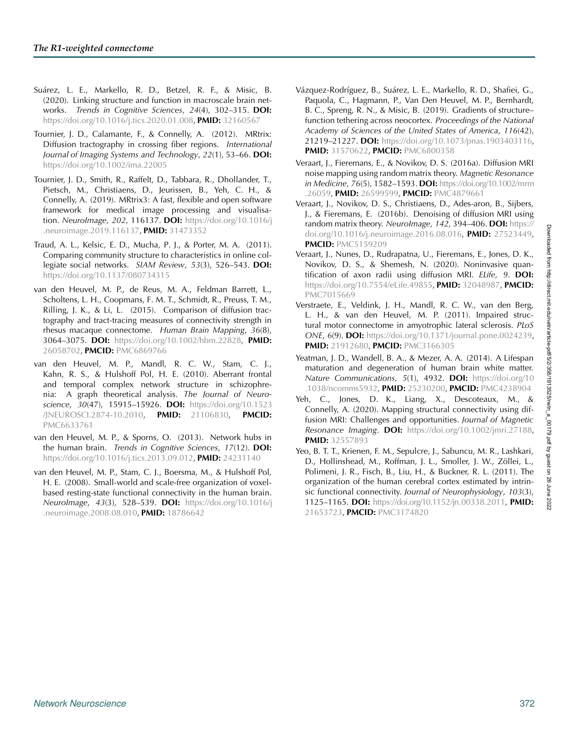Suárez, L. E., Markello, R. D., Betzel, R. F., & Misic, B. (2020). Linking structure and function in macroscale brain networks. *Trends in Cognitive Sciences*, *24*(4), 302–315. **DOI:** https://doi.org/10.1016/j.tics.2020.01.008, **PMID:** 32160567

Tournier, J. D., Calamante, F., & Connelly, A. (2012). MRtrix: Diffusion tractography in crossing fiber regions. *International Journal of Imaging Systems and Technology*, *22*(1), 53–66. **DOI:** https://doi.org/10.1002/ima.22005

Tournier, J. D., Smith, R., Raffelt, D., Tabbara, R., Dhollander, T., Pietsch, M., Christiaens, D., Jeurissen, B., Yeh, C. H., & Connelly, A. (2019). MRtrix3: A fast, flexible and open software framework for medical image processing and visualisation. *NeuroImage*, *202*, 116137. **DOI:** https://doi.org/10.1016/j.neuroimage.2019.116137, **PMID:** 31473352

Traud, A. L., Kelsic, E. D., Mucha, P. J., & Porter, M. A. (2011). Comparing community structure to characteristics in online collegiate social networks. *SIAM Review*, *53*(3), 526–543. **DOI:** https://doi.org/10.1137/080734315

van den Heuvel, M. P., de Reus, M. A., Feldman Barrett, L., Scholtens, L. H., Coopmans, F. M. T., Schmidt, R., Preuss, T. M., Rilling, J. K., & Li, L. (2015). Comparison of diffusion tractography and tract-tracing measures of connectivity strength in rhesus macaque connectome. *Human Brain Mapping*, *36*(8), 3064–3075. **DOI:** https://doi.org/10.1002/hbm.22828, **PMID:** 26058702, **PMCID:** PMC6869766

van den Heuvel, M. P., Mandl, R. C. W., Stam, C. J., Kahn, R. S., & Hulshoff Pol, H. E. (2010). Aberrant frontal and temporal complex network structure in schizophrenia: A graph theoretical analysis. *The Journal of Neuroscience*, *30*(47), 15915–15926. **DOI:** https://doi.org/10.1523/JNEUROSCI.2874-10.2010, **PMID:** 21106830, **PMCID:** PMC6633761

van den Heuvel, M. P., & Sporns, O. (2013). Network hubs in the human brain. *Trends in Cognitive Sciences*, *17*(12). **DOI:** https://doi.org/10.1016/j.tics.2013.09.012, **PMID:** 24231140

van den Heuvel, M. P., Stam, C. J., Boersma, M., & Hulshoff Pol, H. E. (2008). Small-world and scale-free organization of voxel-based resting-state functional connectivity in the human brain. *NeuroImage*, *43*(3), 528–539. **DOI:** https://doi.org/10.1016/j.neuroimage.2008.08.010, **PMID:** 18786642

Vázquez-Rodríguez, B., Suárez, L. E., Markello, R. D., Shafiei, G., Paquola, C., Hagmann, P., Van Den Heuvel, M. P., Bernhardt, B. C., Spreng, R. N., & Misic, B. (2019). Gradients of structure–function tethering across neocortex. *Proceedings of the National Academy of Sciences of the United States of America*, *116*(42), 21219–21227. **DOI:** https://doi.org/10.1073/pnas.1903403116, **PMID:** 31570622, **PMCID:** PMC6800358

Veraart, J., Fieremans, E., & Novikov, D. S. (2016a). Diffusion MRI noise mapping using random matrix theory. *Magnetic Resonance in Medicine*, *76*(5), 1582–1593. **DOI:** https://doi.org/10.1002/mrm.26059, **PMID:** 26599599, **PMCID:** PMC4879661

Veraart, J., Novikov, D. S., Christiaens, D., Ades-aron, B., Sijbers, J., & Fieremans, E. (2016b). Denoising of diffusion MRI using random matrix theory. *NeuroImage*, *142*, 394–406. **DOI:** https://doi.org/10.1016/j.neuroimage.2016.08.016, **PMID:** 27523449, **PMCID:** PMC5159209

Veraart, J., Nunes, D., Rudrapatna, U., Fieremans, E., Jones, D. K., Novikov, D. S., & Shemesh, N. (2020). Noninvasive quantification of axon radii using diffusion MRI. *ELife*, *9*. **DOI:** https://doi.org/10.7554/eLife.49855, **PMID:** 32048987, **PMCID:** PMC7015669

Verstraete, E., Veldink, J. H., Mandl, R. C. W., van den Berg, L. H., & van den Heuvel, M. P. (2011). Impaired structural motor connectome in amyotrophic lateral sclerosis. *PLoS ONE*, *6*(9). **DOI:** https://doi.org/10.1371/journal.pone.0024239, **PMID:** 21912680, **PMCID:** PMC3166305

Yeatman, J. D., Wandell, B. A., & Mezer, A. A. (2014). A Lifespan maturation and degeneration of human brain white matter. *Nature Communications*, *5*(1), 4932. **DOI:** https://doi.org/10.1038/ncomms5932, **PMID:** 25230200, **PMCID:** PMC4238904

Yeh, C., Jones, D. K., Liang, X., Descoteaux, M., & Connelly, A. (2020). Mapping structural connectivity using diffusion MRI: Challenges and opportunities. *Journal of Magnetic Resonance Imaging*. **DOI:** https://doi.org/10.1002/jmri.27188, **PMID:** 32557893

Yeo, B. T. T., Krienen, F. M., Sepulcre, J., Sabuncu, M. R., Lashkari, D., Hollinshead, M., Roffman, J. L., Smoller, J. W., Zöllei, L., Polimeni, J. R., Fisch, B., Liu, H., & Buckner, R. L. (2011). The organization of the human cerebral cortex estimated by intrinsic functional connectivity. *Journal of Neurophysiology*, *103*(3), 1125–1165. **DOI:** https://doi.org/10.1152/jn.00338.2011, **PMID:** 21653723, **PMCID:** PMC3174820